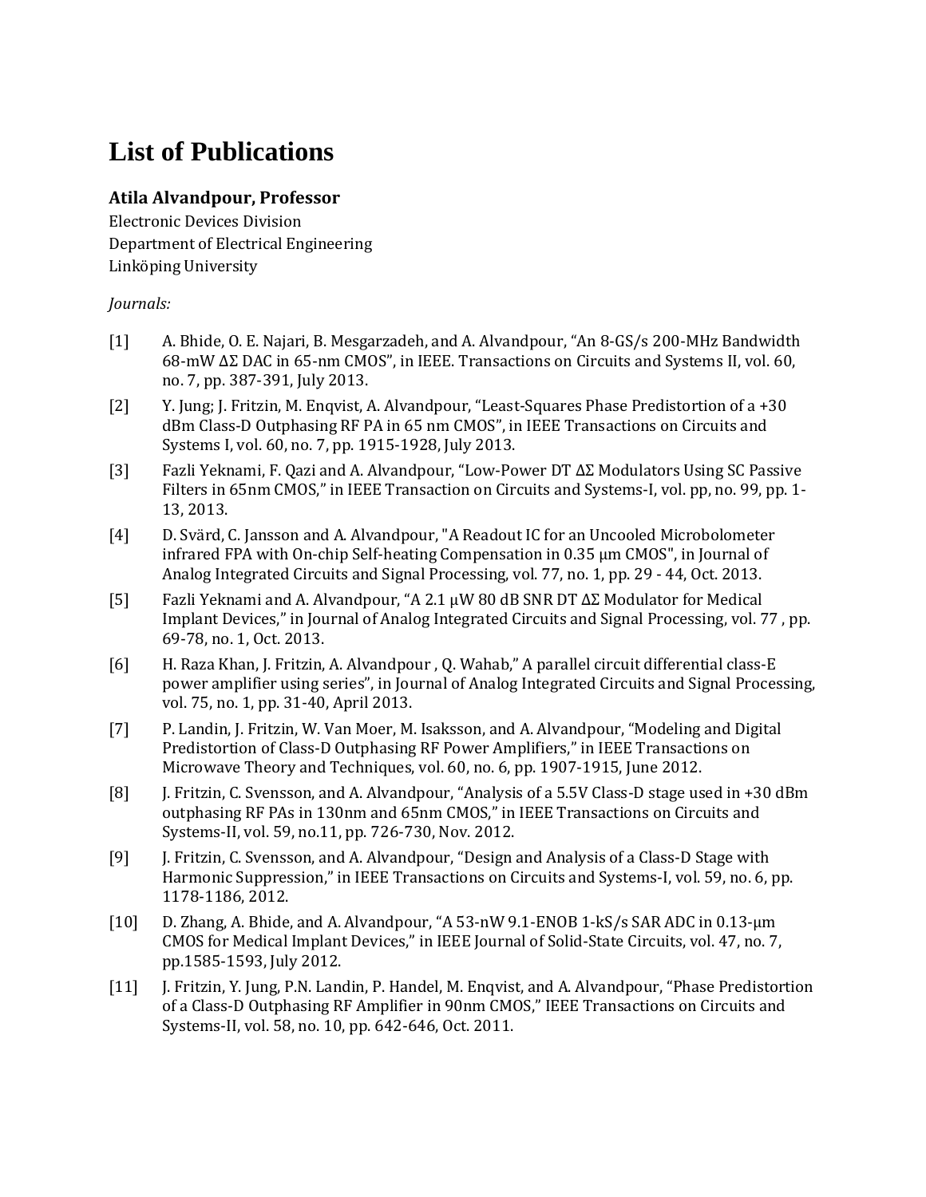# List of Publications

**Atila Alvandpour, Professor**

Electronic Devices Division
Department of Electrical Engineering
Linköping University

*Journals:*

[1] A. Bhide, O. E. Najari, B. Mesgarzadeh, and A. Alvandpour, “An 8-GS/s 200-MHz Bandwidth 68-mW ΔΣ DAC in 65-nm CMOS”, in IEEE. Transactions on Circuits and Systems II, vol. 60, no. 7, pp. 387-391, July 2013.

[2] Y. Jung; J. Fritzin, M. Enqvist, A. Alvandpour, “Least-Squares Phase Predistortion of a +30 dBm Class-D Outphasing RF PA in 65 nm CMOS”, in IEEE Transactions on Circuits and Systems I, vol. 60, no. 7, pp. 1915-1928, July 2013.

[3] Fazli Yeknami, F. Qazi and A. Alvandpour, “Low-Power DT ΔΣ Modulators Using SC Passive Filters in 65nm CMOS,” in IEEE Transaction on Circuits and Systems-I, vol. pp, no. 99, pp. 1-13, 2013.

[4] D. Svärd, C. Jansson and A. Alvandpour, "A Readout IC for an Uncooled Microbolometer infrared FPA with On-chip Self-heating Compensation in 0.35 μm CMOS", in Journal of Analog Integrated Circuits and Signal Processing, vol. 77, no. 1, pp. 29 - 44, Oct. 2013.

[5] Fazli Yeknami and A. Alvandpour, “A 2.1 μW 80 dB SNR DT ΔΣ Modulator for Medical Implant Devices,” in Journal of Analog Integrated Circuits and Signal Processing, vol. 77 , pp. 69-78, no. 1, Oct. 2013.

[6] H. Raza Khan, J. Fritzin, A. Alvandpour , Q. Wahab,” A parallel circuit differential class-E power amplifier using series”, in Journal of Analog Integrated Circuits and Signal Processing, vol. 75, no. 1, pp. 31-40, April 2013.

[7] P. Landin, J. Fritzin, W. Van Moer, M. Isaksson, and A. Alvandpour, “Modeling and Digital Predistortion of Class-D Outphasing RF Power Amplifiers,” in IEEE Transactions on Microwave Theory and Techniques, vol. 60, no. 6, pp. 1907-1915, June 2012.

[8] J. Fritzin, C. Svensson, and A. Alvandpour, “Analysis of a 5.5V Class-D stage used in +30 dBm outphasing RF PAs in 130nm and 65nm CMOS,” in IEEE Transactions on Circuits and Systems-II, vol. 59, no.11, pp. 726-730, Nov. 2012.

[9] J. Fritzin, C. Svensson, and A. Alvandpour, “Design and Analysis of a Class-D Stage with Harmonic Suppression,” in IEEE Transactions on Circuits and Systems-I, vol. 59, no. 6, pp. 1178-1186, 2012.

[10] D. Zhang, A. Bhide, and A. Alvandpour, “A 53-nW 9.1-ENOB 1-kS/s SAR ADC in 0.13-μm CMOS for Medical Implant Devices,” in IEEE Journal of Solid-State Circuits, vol. 47, no. 7, pp.1585-1593, July 2012.

[11] J. Fritzin, Y. Jung, P.N. Landin, P. Handel, M. Enqvist, and A. Alvandpour, “Phase Predistortion of a Class-D Outphasing RF Amplifier in 90nm CMOS,” IEEE Transactions on Circuits and Systems-II, vol. 58, no. 10, pp. 642-646, Oct. 2011.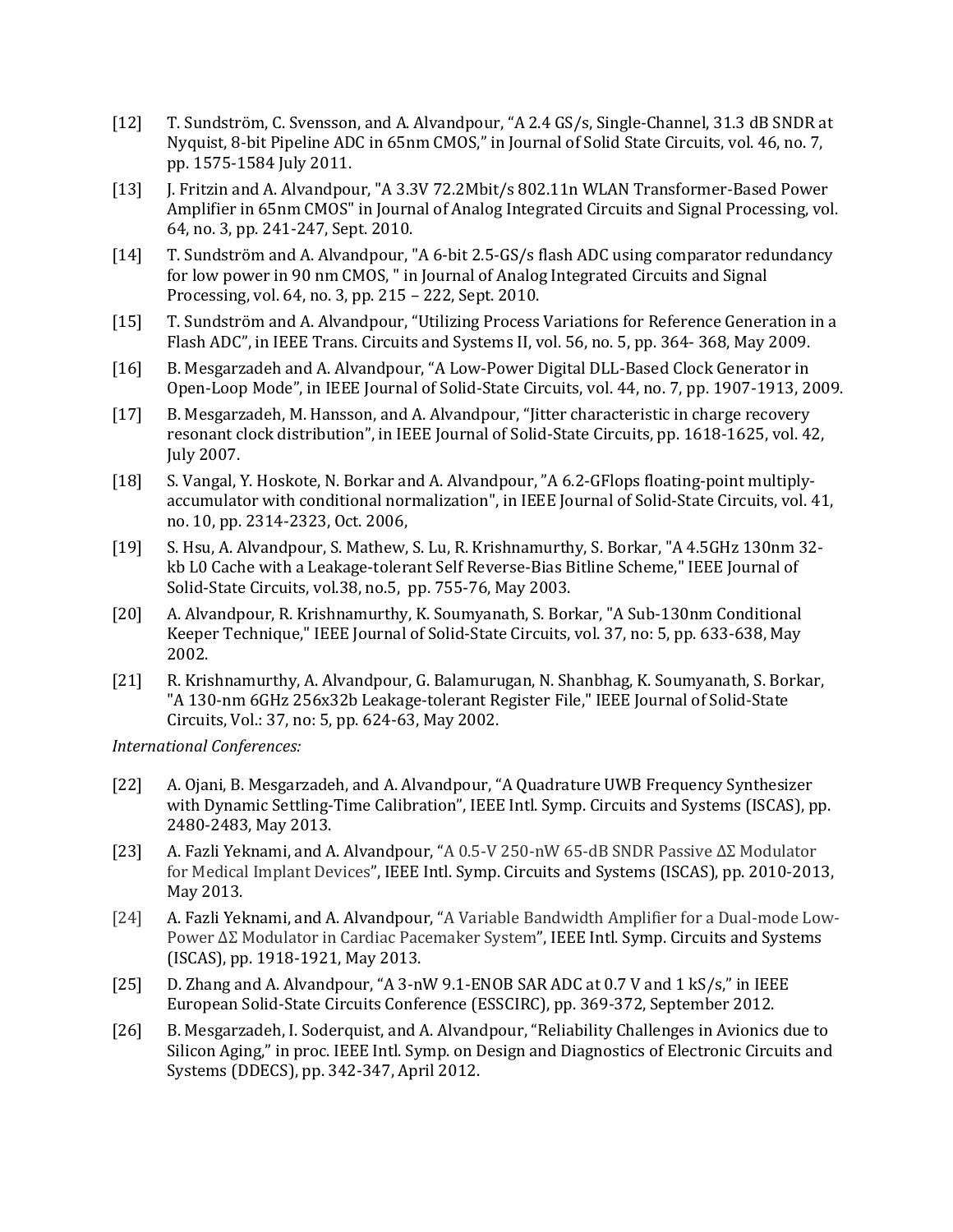[12] T. Sundström, C. Svensson, and A. Alvandpour, “A 2.4 GS/s, Single-Channel, 31.3 dB SNDR at Nyquist, 8-bit Pipeline ADC in 65nm CMOS,” in Journal of Solid State Circuits, vol. 46, no. 7, pp. 1575-1584 July 2011.

[13] J. Fritzin and A. Alvandpour, "A 3.3V 72.2Mbit/s 802.11n WLAN Transformer-Based Power Amplifier in 65nm CMOS" in Journal of Analog Integrated Circuits and Signal Processing, vol. 64, no. 3, pp. 241-247, Sept. 2010.

[14] T. Sundström and A. Alvandpour, "A 6-bit 2.5-GS/s flash ADC using comparator redundancy for low power in 90 nm CMOS, " in Journal of Analog Integrated Circuits and Signal Processing, vol. 64, no. 3, pp. 215 – 222, Sept. 2010.

[15] T. Sundström and A. Alvandpour, “Utilizing Process Variations for Reference Generation in a Flash ADC”, in IEEE Trans. Circuits and Systems II, vol. 56, no. 5, pp. 364- 368, May 2009.

[16] B. Mesgarzadeh and A. Alvandpour, “A Low-Power Digital DLL-Based Clock Generator in Open-Loop Mode”, in IEEE Journal of Solid-State Circuits, vol. 44, no. 7, pp. 1907-1913, 2009.

[17] B. Mesgarzadeh, M. Hansson, and A. Alvandpour, “Jitter characteristic in charge recovery resonant clock distribution”, in IEEE Journal of Solid-State Circuits, pp. 1618-1625, vol. 42, July 2007.

[18] S. Vangal, Y. Hoskote, N. Borkar and A. Alvandpour, ”A 6.2-GFlops floating-point multiply-accumulator with conditional normalization", in IEEE Journal of Solid-State Circuits, vol. 41, no. 10, pp. 2314-2323, Oct. 2006,

[19] S. Hsu, A. Alvandpour, S. Mathew, S. Lu, R. Krishnamurthy, S. Borkar, "A 4.5GHz 130nm 32-kb L0 Cache with a Leakage-tolerant Self Reverse-Bias Bitline Scheme," IEEE Journal of Solid-State Circuits, vol.38, no.5, pp. 755-76, May 2003.

[20] A. Alvandpour, R. Krishnamurthy, K. Soumyanath, S. Borkar, "A Sub-130nm Conditional Keeper Technique," IEEE Journal of Solid-State Circuits, vol. 37, no: 5, pp. 633-638, May 2002.

[21] R. Krishnamurthy, A. Alvandpour, G. Balamurugan, N. Shanbhag, K. Soumyanath, S. Borkar, "A 130-nm 6GHz 256x32b Leakage-tolerant Register File," IEEE Journal of Solid-State Circuits, Vol.: 37, no: 5, pp. 624-63, May 2002.

*International Conferences:*

[22] A. Ojani, B. Mesgarzadeh, and A. Alvandpour, “A Quadrature UWB Frequency Synthesizer with Dynamic Settling-Time Calibration”, IEEE Intl. Symp. Circuits and Systems (ISCAS), pp. 2480-2483, May 2013.

[23] A. Fazli Yeknami, and A. Alvandpour, “A 0.5-V 250-nW 65-dB SNDR Passive ΔΣ Modulator for Medical Implant Devices”, IEEE Intl. Symp. Circuits and Systems (ISCAS), pp. 2010-2013, May 2013.

[24] A. Fazli Yeknami, and A. Alvandpour, “A Variable Bandwidth Amplifier for a Dual-mode Low-Power ΔΣ Modulator in Cardiac Pacemaker System”, IEEE Intl. Symp. Circuits and Systems (ISCAS), pp. 1918-1921, May 2013.

[25] D. Zhang and A. Alvandpour, “A 3-nW 9.1-ENOB SAR ADC at 0.7 V and 1 kS/s,” in IEEE European Solid-State Circuits Conference (ESSCIRC), pp. 369-372, September 2012.

[26] B. Mesgarzadeh, I. Soderquist, and A. Alvandpour, “Reliability Challenges in Avionics due to Silicon Aging,” in proc. IEEE Intl. Symp. on Design and Diagnostics of Electronic Circuits and Systems (DDECS), pp. 342-347, April 2012.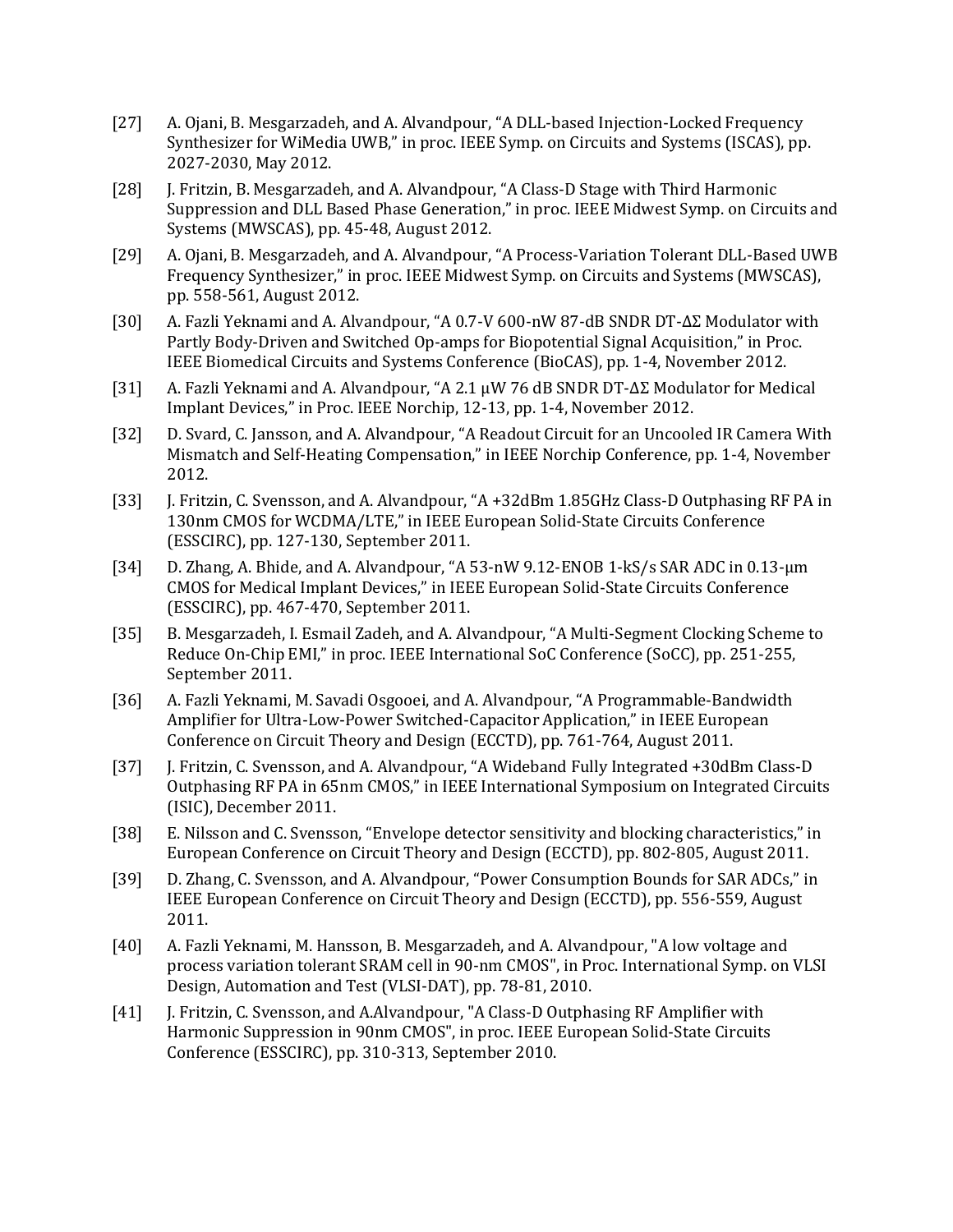[27] A. Ojani, B. Mesgarzadeh, and A. Alvandpour, "A DLL-based Injection-Locked Frequency Synthesizer for WiMedia UWB," in proc. IEEE Symp. on Circuits and Systems (ISCAS), pp. 2027-2030, May 2012.

[28] J. Fritzin, B. Mesgarzadeh, and A. Alvandpour, "A Class-D Stage with Third Harmonic Suppression and DLL Based Phase Generation," in proc. IEEE Midwest Symp. on Circuits and Systems (MWSCAS), pp. 45-48, August 2012.

[29] A. Ojani, B. Mesgarzadeh, and A. Alvandpour, "A Process-Variation Tolerant DLL-Based UWB Frequency Synthesizer," in proc. IEEE Midwest Symp. on Circuits and Systems (MWSCAS), pp. 558-561, August 2012.

[30] A. Fazli Yeknami and A. Alvandpour, "A 0.7-V 600-nW 87-dB SNDR DT-ΔΣ Modulator with Partly Body-Driven and Switched Op-amps for Biopotential Signal Acquisition," in Proc. IEEE Biomedical Circuits and Systems Conference (BioCAS), pp. 1-4, November 2012.

[31] A. Fazli Yeknami and A. Alvandpour, "A 2.1 μW 76 dB SNDR DT-ΔΣ Modulator for Medical Implant Devices," in Proc. IEEE Norchip, 12-13, pp. 1-4, November 2012.

[32] D. Svard, C. Jansson, and A. Alvandpour, "A Readout Circuit for an Uncooled IR Camera With Mismatch and Self-Heating Compensation," in IEEE Norchip Conference, pp. 1-4, November 2012.

[33] J. Fritzin, C. Svensson, and A. Alvandpour, "A +32dBm 1.85GHz Class-D Outphasing RF PA in 130nm CMOS for WCDMA/LTE," in IEEE European Solid-State Circuits Conference (ESSCIRC), pp. 127-130, September 2011.

[34] D. Zhang, A. Bhide, and A. Alvandpour, "A 53-nW 9.12-ENOB 1-kS/s SAR ADC in 0.13-μm CMOS for Medical Implant Devices," in IEEE European Solid-State Circuits Conference (ESSCIRC), pp. 467-470, September 2011.

[35] B. Mesgarzadeh, I. Esmail Zadeh, and A. Alvandpour, "A Multi-Segment Clocking Scheme to Reduce On-Chip EMI," in proc. IEEE International SoC Conference (SoCC), pp. 251-255, September 2011.

[36] A. Fazli Yeknami, M. Savadi Osgooei, and A. Alvandpour, "A Programmable-Bandwidth Amplifier for Ultra-Low-Power Switched-Capacitor Application," in IEEE European Conference on Circuit Theory and Design (ECCTD), pp. 761-764, August 2011.

[37] J. Fritzin, C. Svensson, and A. Alvandpour, "A Wideband Fully Integrated +30dBm Class-D Outphasing RF PA in 65nm CMOS," in IEEE International Symposium on Integrated Circuits (ISIC), December 2011.

[38] E. Nilsson and C. Svensson, "Envelope detector sensitivity and blocking characteristics," in European Conference on Circuit Theory and Design (ECCTD), pp. 802-805, August 2011.

[39] D. Zhang, C. Svensson, and A. Alvandpour, "Power Consumption Bounds for SAR ADCs," in IEEE European Conference on Circuit Theory and Design (ECCTD), pp. 556-559, August 2011.

[40] A. Fazli Yeknami, M. Hansson, B. Mesgarzadeh, and A. Alvandpour, "A low voltage and process variation tolerant SRAM cell in 90-nm CMOS", in Proc. International Symp. on VLSI Design, Automation and Test (VLSI-DAT), pp. 78-81, 2010.

[41] J. Fritzin, C. Svensson, and A.Alvandpour, "A Class-D Outphasing RF Amplifier with Harmonic Suppression in 90nm CMOS", in proc. IEEE European Solid-State Circuits Conference (ESSCIRC), pp. 310-313, September 2010.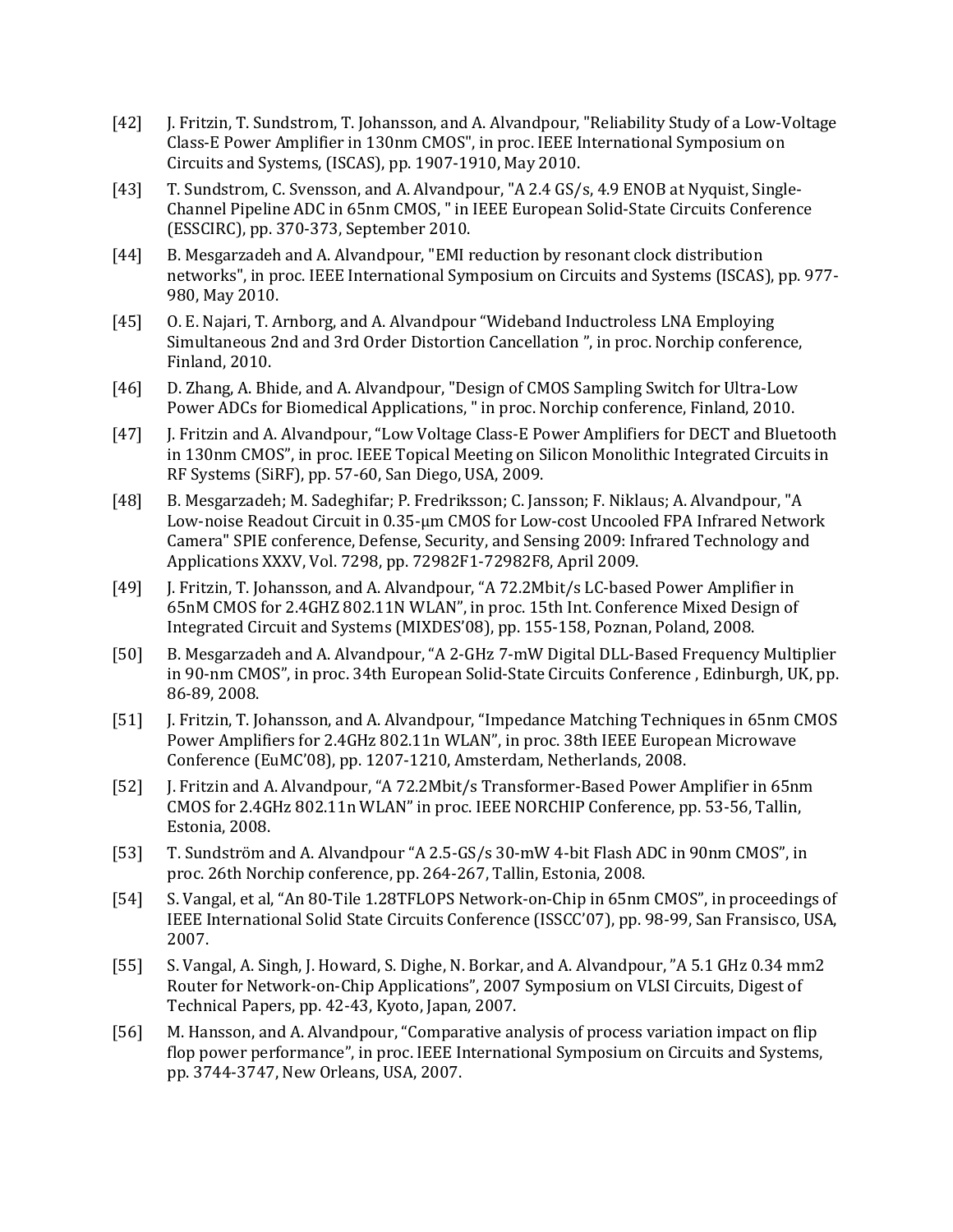[42] J. Fritzin, T. Sundstrom, T. Johansson, and A. Alvandpour, "Reliability Study of a Low-Voltage Class-E Power Amplifier in 130nm CMOS", in proc. IEEE International Symposium on Circuits and Systems, (ISCAS), pp. 1907-1910, May 2010.

[43] T. Sundstrom, C. Svensson, and A. Alvandpour, "A 2.4 GS/s, 4.9 ENOB at Nyquist, Single-Channel Pipeline ADC in 65nm CMOS, " in IEEE European Solid-State Circuits Conference (ESSCIRC), pp. 370-373, September 2010.

[44] B. Mesgarzadeh and A. Alvandpour, "EMI reduction by resonant clock distribution networks", in proc. IEEE International Symposium on Circuits and Systems (ISCAS), pp. 977-980, May 2010.

[45] O. E. Najari, T. Arnborg, and A. Alvandpour "Wideband Inductroless LNA Employing Simultaneous 2nd and 3rd Order Distortion Cancellation ", in proc. Norchip conference, Finland, 2010.

[46] D. Zhang, A. Bhide, and A. Alvandpour, "Design of CMOS Sampling Switch for Ultra-Low Power ADCs for Biomedical Applications, " in proc. Norchip conference, Finland, 2010.

[47] J. Fritzin and A. Alvandpour, "Low Voltage Class-E Power Amplifiers for DECT and Bluetooth in 130nm CMOS", in proc. IEEE Topical Meeting on Silicon Monolithic Integrated Circuits in RF Systems (SiRF), pp. 57-60, San Diego, USA, 2009.

[48] B. Mesgarzadeh; M. Sadeghifar; P. Fredriksson; C. Jansson; F. Niklaus; A. Alvandpour, "A Low-noise Readout Circuit in 0.35-μm CMOS for Low-cost Uncooled FPA Infrared Network Camera" SPIE conference, Defense, Security, and Sensing 2009: Infrared Technology and Applications XXXV, Vol. 7298, pp. 72982F1-72982F8, April 2009.

[49] J. Fritzin, T. Johansson, and A. Alvandpour, "A 72.2Mbit/s LC-based Power Amplifier in 65nM CMOS for 2.4GHZ 802.11N WLAN", in proc. 15th Int. Conference Mixed Design of Integrated Circuit and Systems (MIXDES'08), pp. 155-158, Poznan, Poland, 2008.

[50] B. Mesgarzadeh and A. Alvandpour, "A 2-GHz 7-mW Digital DLL-Based Frequency Multiplier in 90-nm CMOS", in proc. 34th European Solid-State Circuits Conference , Edinburgh, UK, pp. 86-89, 2008.

[51] J. Fritzin, T. Johansson, and A. Alvandpour, "Impedance Matching Techniques in 65nm CMOS Power Amplifiers for 2.4GHz 802.11n WLAN", in proc. 38th IEEE European Microwave Conference (EuMC'08), pp. 1207-1210, Amsterdam, Netherlands, 2008.

[52] J. Fritzin and A. Alvandpour, "A 72.2Mbit/s Transformer-Based Power Amplifier in 65nm CMOS for 2.4GHz 802.11n WLAN" in proc. IEEE NORCHIP Conference, pp. 53-56, Tallin, Estonia, 2008.

[53] T. Sundström and A. Alvandpour "A 2.5-GS/s 30-mW 4-bit Flash ADC in 90nm CMOS", in proc. 26th Norchip conference, pp. 264-267, Tallin, Estonia, 2008.

[54] S. Vangal, et al, "An 80-Tile 1.28TFLOPS Network-on-Chip in 65nm CMOS", in proceedings of IEEE International Solid State Circuits Conference (ISSCC'07), pp. 98-99, San Fransisco, USA, 2007.

[55] S. Vangal, A. Singh, J. Howard, S. Dighe, N. Borkar, and A. Alvandpour, "A 5.1 GHz 0.34 mm2 Router for Network-on-Chip Applications", 2007 Symposium on VLSI Circuits, Digest of Technical Papers, pp. 42-43, Kyoto, Japan, 2007.

[56] M. Hansson, and A. Alvandpour, "Comparative analysis of process variation impact on flip flop power performance", in proc. IEEE International Symposium on Circuits and Systems, pp. 3744-3747, New Orleans, USA, 2007.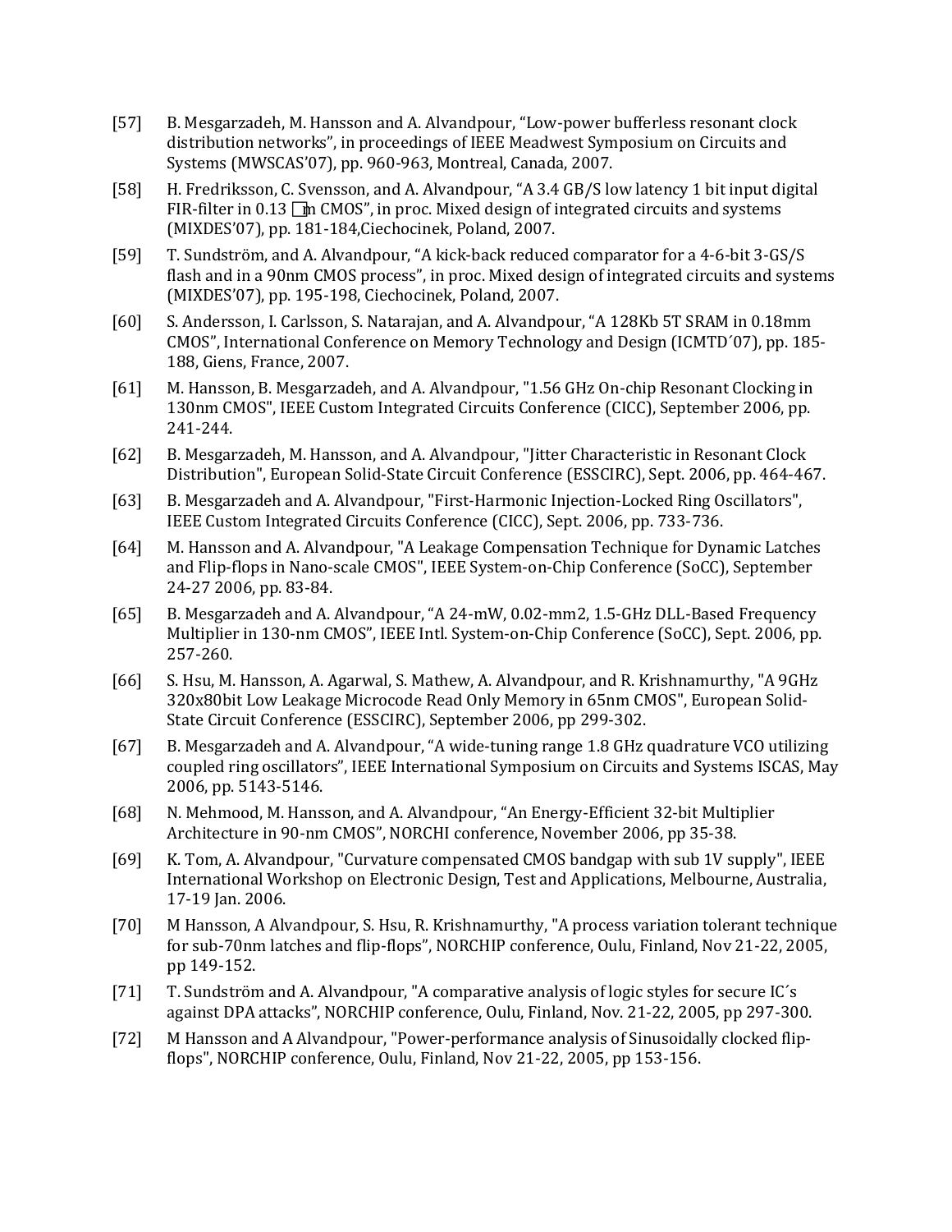[57] B. Mesgarzadeh, M. Hansson and A. Alvandpour, “Low-power bufferless resonant clock distribution networks”, in proceedings of IEEE Meadwest Symposium on Circuits and Systems (MWSCAS’07), pp. 960-963, Montreal, Canada, 2007.

[58] H. Fredriksson, C. Svensson, and A. Alvandpour, “A 3.4 GB/S low latency 1 bit input digital FIR-filter in 0.13 □m CMOS”, in proc. Mixed design of integrated circuits and systems (MIXDES’07), pp. 181-184,Ciechocinek, Poland, 2007.

[59] T. Sundström, and A. Alvandpour, “A kick-back reduced comparator for a 4-6-bit 3-GS/S flash and in a 90nm CMOS process”, in proc. Mixed design of integrated circuits and systems (MIXDES’07), pp. 195-198, Ciechocinek, Poland, 2007.

[60] S. Andersson, I. Carlsson, S. Natarajan, and A. Alvandpour, “A 128Kb 5T SRAM in 0.18mm CMOS”, International Conference on Memory Technology and Design (ICMTD´07), pp. 185-188, Giens, France, 2007.

[61] M. Hansson, B. Mesgarzadeh, and A. Alvandpour, "1.56 GHz On-chip Resonant Clocking in 130nm CMOS", IEEE Custom Integrated Circuits Conference (CICC), September 2006, pp. 241-244.

[62] B. Mesgarzadeh, M. Hansson, and A. Alvandpour, "Jitter Characteristic in Resonant Clock Distribution", European Solid-State Circuit Conference (ESSCIRC), Sept. 2006, pp. 464-467.

[63] B. Mesgarzadeh and A. Alvandpour, "First-Harmonic Injection-Locked Ring Oscillators", IEEE Custom Integrated Circuits Conference (CICC), Sept. 2006, pp. 733-736.

[64] M. Hansson and A. Alvandpour, "A Leakage Compensation Technique for Dynamic Latches and Flip-flops in Nano-scale CMOS", IEEE System-on-Chip Conference (SoCC), September 24-27 2006, pp. 83-84.

[65] B. Mesgarzadeh and A. Alvandpour, “A 24-mW, 0.02-mm2, 1.5-GHz DLL-Based Frequency Multiplier in 130-nm CMOS”, IEEE Intl. System-on-Chip Conference (SoCC), Sept. 2006, pp. 257-260.

[66] S. Hsu, M. Hansson, A. Agarwal, S. Mathew, A. Alvandpour, and R. Krishnamurthy, "A 9GHz 320x80bit Low Leakage Microcode Read Only Memory in 65nm CMOS", European Solid-State Circuit Conference (ESSCIRC), September 2006, pp 299-302.

[67] B. Mesgarzadeh and A. Alvandpour, “A wide-tuning range 1.8 GHz quadrature VCO utilizing coupled ring oscillators”, IEEE International Symposium on Circuits and Systems ISCAS, May 2006, pp. 5143-5146.

[68] N. Mehmood, M. Hansson, and A. Alvandpour, “An Energy-Efficient 32-bit Multiplier Architecture in 90-nm CMOS”, NORCHI conference, November 2006, pp 35-38.

[69] K. Tom, A. Alvandpour, "Curvature compensated CMOS bandgap with sub 1V supply", IEEE International Workshop on Electronic Design, Test and Applications, Melbourne, Australia, 17-19 Jan. 2006.

[70] M Hansson, A Alvandpour, S. Hsu, R. Krishnamurthy, "A process variation tolerant technique for sub-70nm latches and flip-flops”, NORCHIP conference, Oulu, Finland, Nov 21-22, 2005, pp 149-152.

[71] T. Sundström and A. Alvandpour, "A comparative analysis of logic styles for secure IC´s against DPA attacks”, NORCHIP conference, Oulu, Finland, Nov. 21-22, 2005, pp 297-300.

[72] M Hansson and A Alvandpour, "Power-performance analysis of Sinusoidally clocked flip-flops", NORCHIP conference, Oulu, Finland, Nov 21-22, 2005, pp 153-156.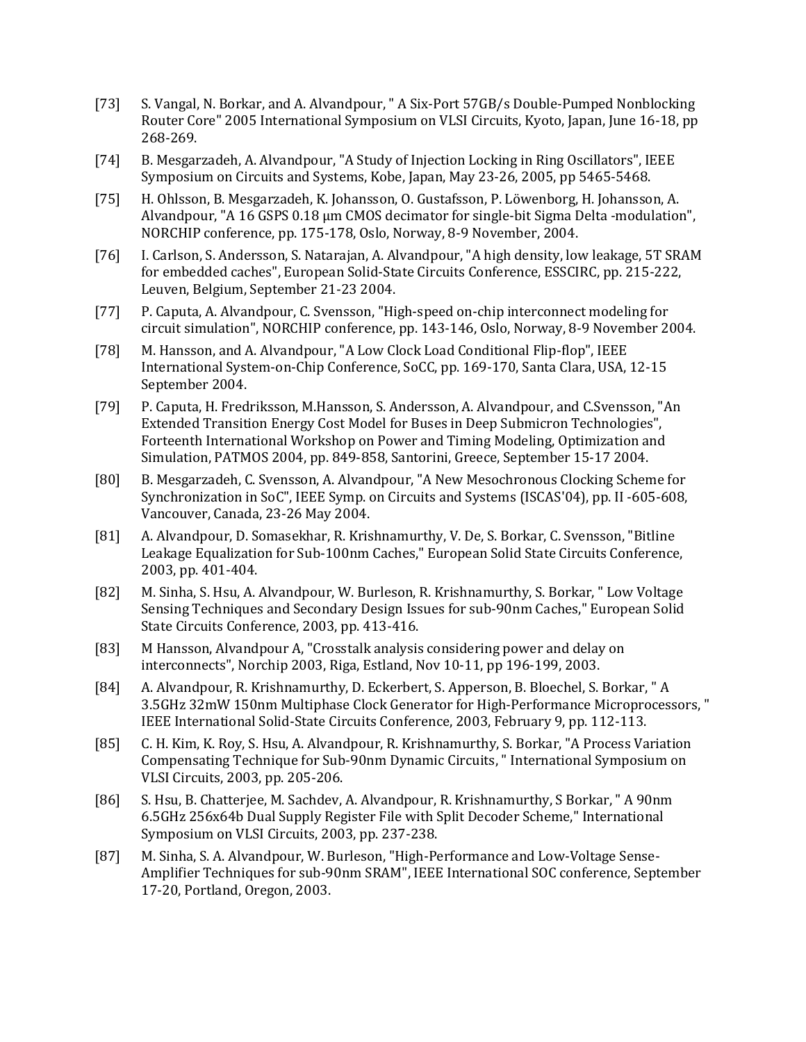[73] S. Vangal, N. Borkar, and A. Alvandpour, " A Six-Port 57GB/s Double-Pumped Nonblocking Router Core" 2005 International Symposium on VLSI Circuits, Kyoto, Japan, June 16-18, pp 268-269.

[74] B. Mesgarzadeh, A. Alvandpour, "A Study of Injection Locking in Ring Oscillators", IEEE Symposium on Circuits and Systems, Kobe, Japan, May 23-26, 2005, pp 5465-5468.

[75] H. Ohlsson, B. Mesgarzadeh, K. Johansson, O. Gustafsson, P. Löwenborg, H. Johansson, A. Alvandpour, "A 16 GSPS 0.18 µm CMOS decimator for single-bit Sigma Delta -modulation", NORCHIP conference, pp. 175-178, Oslo, Norway, 8-9 November, 2004.

[76] I. Carlson, S. Andersson, S. Natarajan, A. Alvandpour, "A high density, low leakage, 5T SRAM for embedded caches", European Solid-State Circuits Conference, ESSCIRC, pp. 215-222, Leuven, Belgium, September 21-23 2004.

[77] P. Caputa, A. Alvandpour, C. Svensson, "High-speed on-chip interconnect modeling for circuit simulation", NORCHIP conference, pp. 143-146, Oslo, Norway, 8-9 November 2004.

[78] M. Hansson, and A. Alvandpour, "A Low Clock Load Conditional Flip-flop", IEEE International System-on-Chip Conference, SoCC, pp. 169-170, Santa Clara, USA, 12-15 September 2004.

[79] P. Caputa, H. Fredriksson, M.Hansson, S. Andersson, A. Alvandpour, and C.Svensson, "An Extended Transition Energy Cost Model for Buses in Deep Submicron Technologies", Forteenth International Workshop on Power and Timing Modeling, Optimization and Simulation, PATMOS 2004, pp. 849-858, Santorini, Greece, September 15-17 2004.

[80] B. Mesgarzadeh, C. Svensson, A. Alvandpour, "A New Mesochronous Clocking Scheme for Synchronization in SoC", IEEE Symp. on Circuits and Systems (ISCAS'04), pp. II -605-608, Vancouver, Canada, 23-26 May 2004.

[81] A. Alvandpour, D. Somasekhar, R. Krishnamurthy, V. De, S. Borkar, C. Svensson, "Bitline Leakage Equalization for Sub-100nm Caches," European Solid State Circuits Conference, 2003, pp. 401-404.

[82] M. Sinha, S. Hsu, A. Alvandpour, W. Burleson, R. Krishnamurthy, S. Borkar, " Low Voltage Sensing Techniques and Secondary Design Issues for sub-90nm Caches," European Solid State Circuits Conference, 2003, pp. 413-416.

[83] M Hansson, Alvandpour A, "Crosstalk analysis considering power and delay on interconnects", Norchip 2003, Riga, Estland, Nov 10-11, pp 196-199, 2003.

[84] A. Alvandpour, R. Krishnamurthy, D. Eckerbert, S. Apperson, B. Bloechel, S. Borkar, " A 3.5GHz 32mW 150nm Multiphase Clock Generator for High-Performance Microprocessors, " IEEE International Solid-State Circuits Conference, 2003, February 9, pp. 112-113.

[85] C. H. Kim, K. Roy, S. Hsu, A. Alvandpour, R. Krishnamurthy, S. Borkar, "A Process Variation Compensating Technique for Sub-90nm Dynamic Circuits, " International Symposium on VLSI Circuits, 2003, pp. 205-206.

[86] S. Hsu, B. Chatterjee, M. Sachdev, A. Alvandpour, R. Krishnamurthy, S Borkar, " A 90nm 6.5GHz 256x64b Dual Supply Register File with Split Decoder Scheme," International Symposium on VLSI Circuits, 2003, pp. 237-238.

[87] M. Sinha, S. A. Alvandpour, W. Burleson, "High-Performance and Low-Voltage Sense-Amplifier Techniques for sub-90nm SRAM", IEEE International SOC conference, September 17-20, Portland, Oregon, 2003.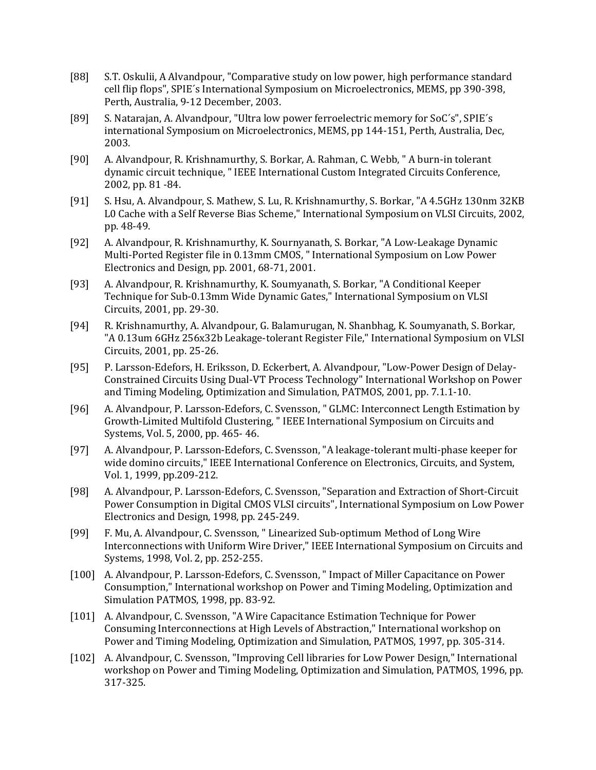[88] S.T. Oskulii, A Alvandpour, "Comparative study on low power, high performance standard cell flip flops", SPIE´s International Symposium on Microelectronics, MEMS, pp 390-398, Perth, Australia, 9-12 December, 2003.

[89] S. Natarajan, A. Alvandpour, "Ultra low power ferroelectric memory for SoC´s", SPIE´s international Symposium on Microelectronics, MEMS, pp 144-151, Perth, Australia, Dec, 2003.

[90] A. Alvandpour, R. Krishnamurthy, S. Borkar, A. Rahman, C. Webb, " A burn-in tolerant dynamic circuit technique, " IEEE International Custom Integrated Circuits Conference, 2002, pp. 81 -84.

[91] S. Hsu, A. Alvandpour, S. Mathew, S. Lu, R. Krishnamurthy, S. Borkar, "A 4.5GHz 130nm 32KB L0 Cache with a Self Reverse Bias Scheme," International Symposium on VLSI Circuits, 2002, pp. 48-49.

[92] A. Alvandpour, R. Krishnamurthy, K. Sournyanath, S. Borkar, "A Low-Leakage Dynamic Multi-Ported Register file in 0.13mm CMOS, " International Symposium on Low Power Electronics and Design, pp. 2001, 68-71, 2001.

[93] A. Alvandpour, R. Krishnamurthy, K. Soumyanath, S. Borkar, "A Conditional Keeper Technique for Sub-0.13mm Wide Dynamic Gates," International Symposium on VLSI Circuits, 2001, pp. 29-30.

[94] R. Krishnamurthy, A. Alvandpour, G. Balamurugan, N. Shanbhag, K. Soumyanath, S. Borkar, "A 0.13um 6GHz 256x32b Leakage-tolerant Register File," International Symposium on VLSI Circuits, 2001, pp. 25-26.

[95] P. Larsson-Edefors, H. Eriksson, D. Eckerbert, A. Alvandpour, "Low-Power Design of Delay-Constrained Circuits Using Dual-VT Process Technology" International Workshop on Power and Timing Modeling, Optimization and Simulation, PATMOS, 2001, pp. 7.1.1-10.

[96] A. Alvandpour, P. Larsson-Edefors, C. Svensson, " GLMC: Interconnect Length Estimation by Growth-Limited Multifold Clustering, " IEEE International Symposium on Circuits and Systems, Vol. 5, 2000, pp. 465- 46.

[97] A. Alvandpour, P. Larsson-Edefors, C. Svensson, "A leakage-tolerant multi-phase keeper for wide domino circuits," IEEE International Conference on Electronics, Circuits, and System, Vol. 1, 1999, pp.209-212.

[98] A. Alvandpour, P. Larsson-Edefors, C. Svensson, "Separation and Extraction of Short-Circuit Power Consumption in Digital CMOS VLSI circuits", International Symposium on Low Power Electronics and Design, 1998, pp. 245-249.

[99] F. Mu, A. Alvandpour, C. Svensson, " Linearized Sub-optimum Method of Long Wire Interconnections with Uniform Wire Driver," IEEE International Symposium on Circuits and Systems, 1998, Vol. 2, pp. 252-255.

[100] A. Alvandpour, P. Larsson-Edefors, C. Svensson, " Impact of Miller Capacitance on Power Consumption," International workshop on Power and Timing Modeling, Optimization and Simulation PATMOS, 1998, pp. 83-92.

[101] A. Alvandpour, C. Svensson, "A Wire Capacitance Estimation Technique for Power Consuming Interconnections at High Levels of Abstraction," International workshop on Power and Timing Modeling, Optimization and Simulation, PATMOS, 1997, pp. 305-314.

[102] A. Alvandpour, C. Svensson, "Improving Cell libraries for Low Power Design," International workshop on Power and Timing Modeling, Optimization and Simulation, PATMOS, 1996, pp. 317-325.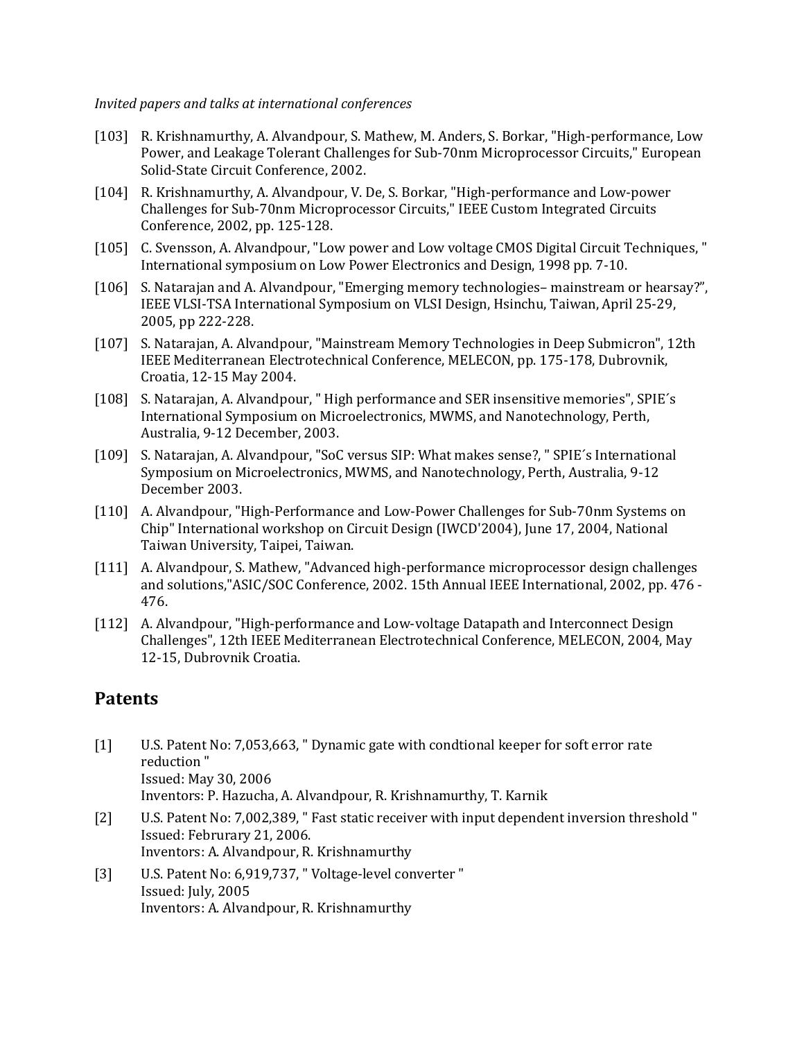*Invited papers and talks at international conferences*

[103] R. Krishnamurthy, A. Alvandpour, S. Mathew, M. Anders, S. Borkar, "High-performance, Low Power, and Leakage Tolerant Challenges for Sub-70nm Microprocessor Circuits," European Solid-State Circuit Conference, 2002.

[104] R. Krishnamurthy, A. Alvandpour, V. De, S. Borkar, "High-performance and Low-power Challenges for Sub-70nm Microprocessor Circuits," IEEE Custom Integrated Circuits Conference, 2002, pp. 125-128.

[105] C. Svensson, A. Alvandpour, "Low power and Low voltage CMOS Digital Circuit Techniques, " International symposium on Low Power Electronics and Design, 1998 pp. 7-10.

[106] S. Natarajan and A. Alvandpour, "Emerging memory technologies– mainstream or hearsay?", IEEE VLSI-TSA International Symposium on VLSI Design, Hsinchu, Taiwan, April 25-29, 2005, pp 222-228.

[107] S. Natarajan, A. Alvandpour, "Mainstream Memory Technologies in Deep Submicron", 12th IEEE Mediterranean Electrotechnical Conference, MELECON, pp. 175-178, Dubrovnik, Croatia, 12-15 May 2004.

[108] S. Natarajan, A. Alvandpour, " High performance and SER insensitive memories", SPIE´s International Symposium on Microelectronics, MWMS, and Nanotechnology, Perth, Australia, 9-12 December, 2003.

[109] S. Natarajan, A. Alvandpour, "SoC versus SIP: What makes sense?, " SPIE´s International Symposium on Microelectronics, MWMS, and Nanotechnology, Perth, Australia, 9-12 December 2003.

[110] A. Alvandpour, "High-Performance and Low-Power Challenges for Sub-70nm Systems on Chip" International workshop on Circuit Design (IWCD'2004), June 17, 2004, National Taiwan University, Taipei, Taiwan.

[111] A. Alvandpour, S. Mathew, "Advanced high-performance microprocessor design challenges and solutions,"ASIC/SOC Conference, 2002. 15th Annual IEEE International, 2002, pp. 476 - 476.

[112] A. Alvandpour, "High-performance and Low-voltage Datapath and Interconnect Design Challenges", 12th IEEE Mediterranean Electrotechnical Conference, MELECON, 2004, May 12-15, Dubrovnik Croatia.

## Patents

[1] U.S. Patent No: 7,053,663, " Dynamic gate with condtional keeper for soft error rate reduction "
Issued: May 30, 2006
Inventors: P. Hazucha, A. Alvandpour, R. Krishnamurthy, T. Karnik

[2] U.S. Patent No: 7,002,389, " Fast static receiver with input dependent inversion threshold "
Issued: Februrary 21, 2006.
Inventors: A. Alvandpour, R. Krishnamurthy

[3] U.S. Patent No: 6,919,737, " Voltage-level converter "
Issued: July, 2005
Inventors: A. Alvandpour, R. Krishnamurthy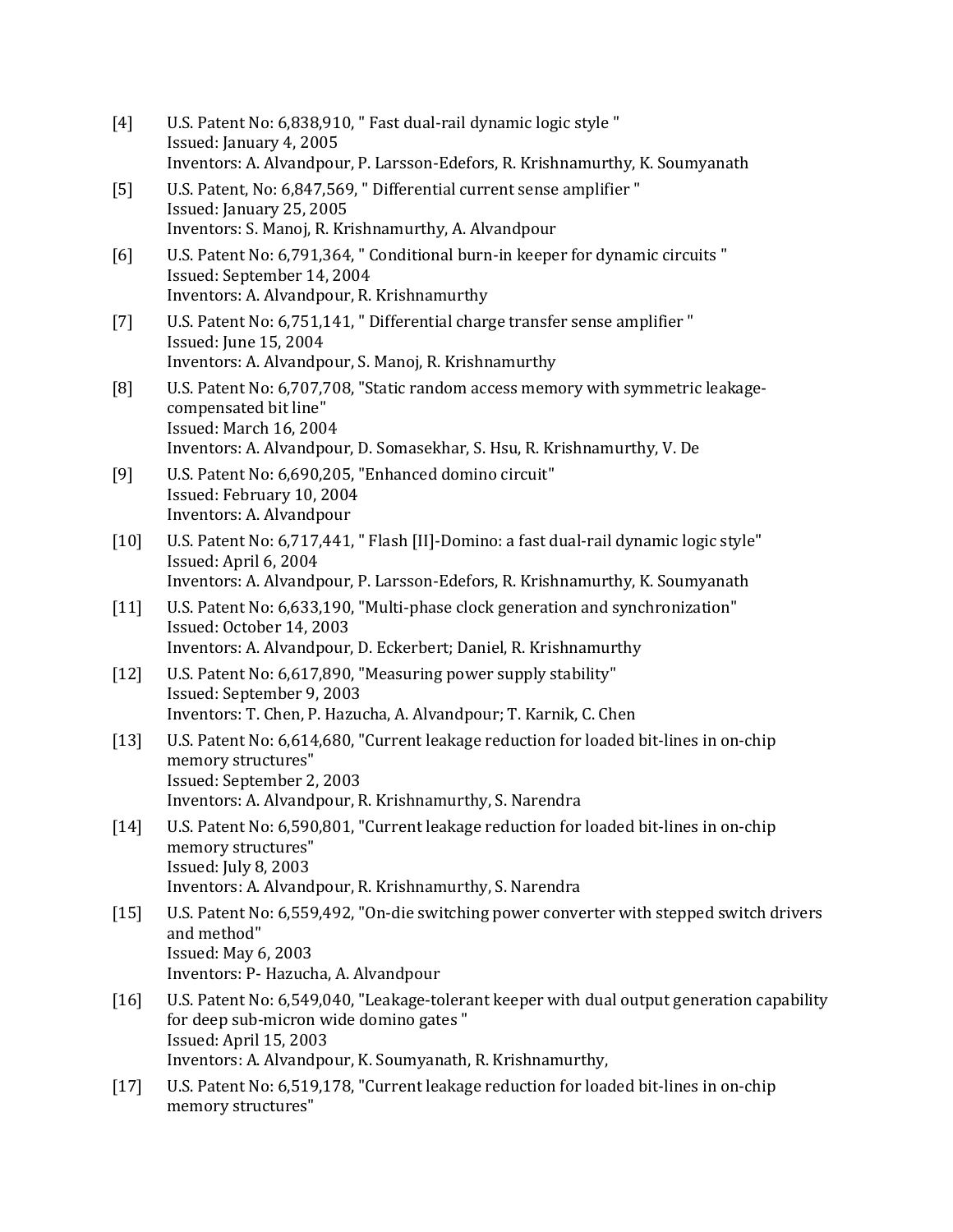[4] U.S. Patent No: 6,838,910, " Fast dual-rail dynamic logic style "
Issued: January 4, 2005
Inventors: A. Alvandpour, P. Larsson-Edefors, R. Krishnamurthy, K. Soumyanath

[5] U.S. Patent, No: 6,847,569, " Differential current sense amplifier "
Issued: January 25, 2005
Inventors: S. Manoj, R. Krishnamurthy, A. Alvandpour

[6] U.S. Patent No: 6,791,364, " Conditional burn-in keeper for dynamic circuits "
Issued: September 14, 2004
Inventors: A. Alvandpour, R. Krishnamurthy

[7] U.S. Patent No: 6,751,141, " Differential charge transfer sense amplifier "
Issued: June 15, 2004
Inventors: A. Alvandpour, S. Manoj, R. Krishnamurthy

[8] U.S. Patent No: 6,707,708, "Static random access memory with symmetric leakage-compensated bit line"
Issued: March 16, 2004
Inventors: A. Alvandpour, D. Somasekhar, S. Hsu, R. Krishnamurthy, V. De

[9] U.S. Patent No: 6,690,205, "Enhanced domino circuit"
Issued: February 10, 2004
Inventors: A. Alvandpour

[10] U.S. Patent No: 6,717,441, " Flash [II]-Domino: a fast dual-rail dynamic logic style"
Issued: April 6, 2004
Inventors: A. Alvandpour, P. Larsson-Edefors, R. Krishnamurthy, K. Soumyanath

[11] U.S. Patent No: 6,633,190, "Multi-phase clock generation and synchronization"
Issued: October 14, 2003
Inventors: A. Alvandpour, D. Eckerbert; Daniel, R. Krishnamurthy

[12] U.S. Patent No: 6,617,890, "Measuring power supply stability"
Issued: September 9, 2003
Inventors: T. Chen, P. Hazucha, A. Alvandpour; T. Karnik, C. Chen

[13] U.S. Patent No: 6,614,680, "Current leakage reduction for loaded bit-lines in on-chip memory structures"
Issued: September 2, 2003
Inventors: A. Alvandpour, R. Krishnamurthy, S. Narendra

[14] U.S. Patent No: 6,590,801, "Current leakage reduction for loaded bit-lines in on-chip memory structures"
Issued: July 8, 2003
Inventors: A. Alvandpour, R. Krishnamurthy, S. Narendra

[15] U.S. Patent No: 6,559,492, "On-die switching power converter with stepped switch drivers and method"
Issued: May 6, 2003
Inventors: P- Hazucha, A. Alvandpour

[16] U.S. Patent No: 6,549,040, "Leakage-tolerant keeper with dual output generation capability for deep sub-micron wide domino gates "
Issued: April 15, 2003
Inventors: A. Alvandpour, K. Soumyanath, R. Krishnamurthy,

[17] U.S. Patent No: 6,519,178, "Current leakage reduction for loaded bit-lines in on-chip memory structures"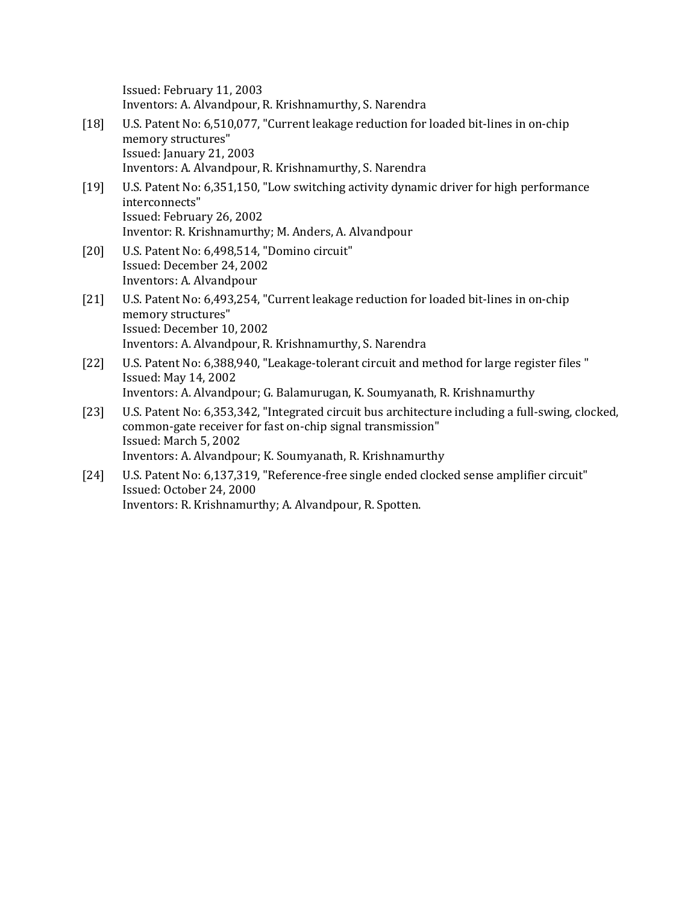Issued: February 11, 2003
Inventors: A. Alvandpour, R. Krishnamurthy, S. Narendra

[18] U.S. Patent No: 6,510,077, "Current leakage reduction for loaded bit-lines in on-chip memory structures"
Issued: January 21, 2003
Inventors: A. Alvandpour, R. Krishnamurthy, S. Narendra

[19] U.S. Patent No: 6,351,150, "Low switching activity dynamic driver for high performance interconnects"
Issued: February 26, 2002
Inventor: R. Krishnamurthy; M. Anders, A. Alvandpour

[20] U.S. Patent No: 6,498,514, "Domino circuit"
Issued: December 24, 2002
Inventors: A. Alvandpour

[21] U.S. Patent No: 6,493,254, "Current leakage reduction for loaded bit-lines in on-chip memory structures"
Issued: December 10, 2002
Inventors: A. Alvandpour, R. Krishnamurthy, S. Narendra

[22] U.S. Patent No: 6,388,940, "Leakage-tolerant circuit and method for large register files "
Issued: May 14, 2002
Inventors: A. Alvandpour; G. Balamurugan, K. Soumyanath, R. Krishnamurthy

[23] U.S. Patent No: 6,353,342, "Integrated circuit bus architecture including a full-swing, clocked, common-gate receiver for fast on-chip signal transmission"
Issued: March 5, 2002
Inventors: A. Alvandpour; K. Soumyanath, R. Krishnamurthy

[24] U.S. Patent No: 6,137,319, "Reference-free single ended clocked sense amplifier circuit"
Issued: October 24, 2000
Inventors: R. Krishnamurthy; A. Alvandpour, R. Spotten.